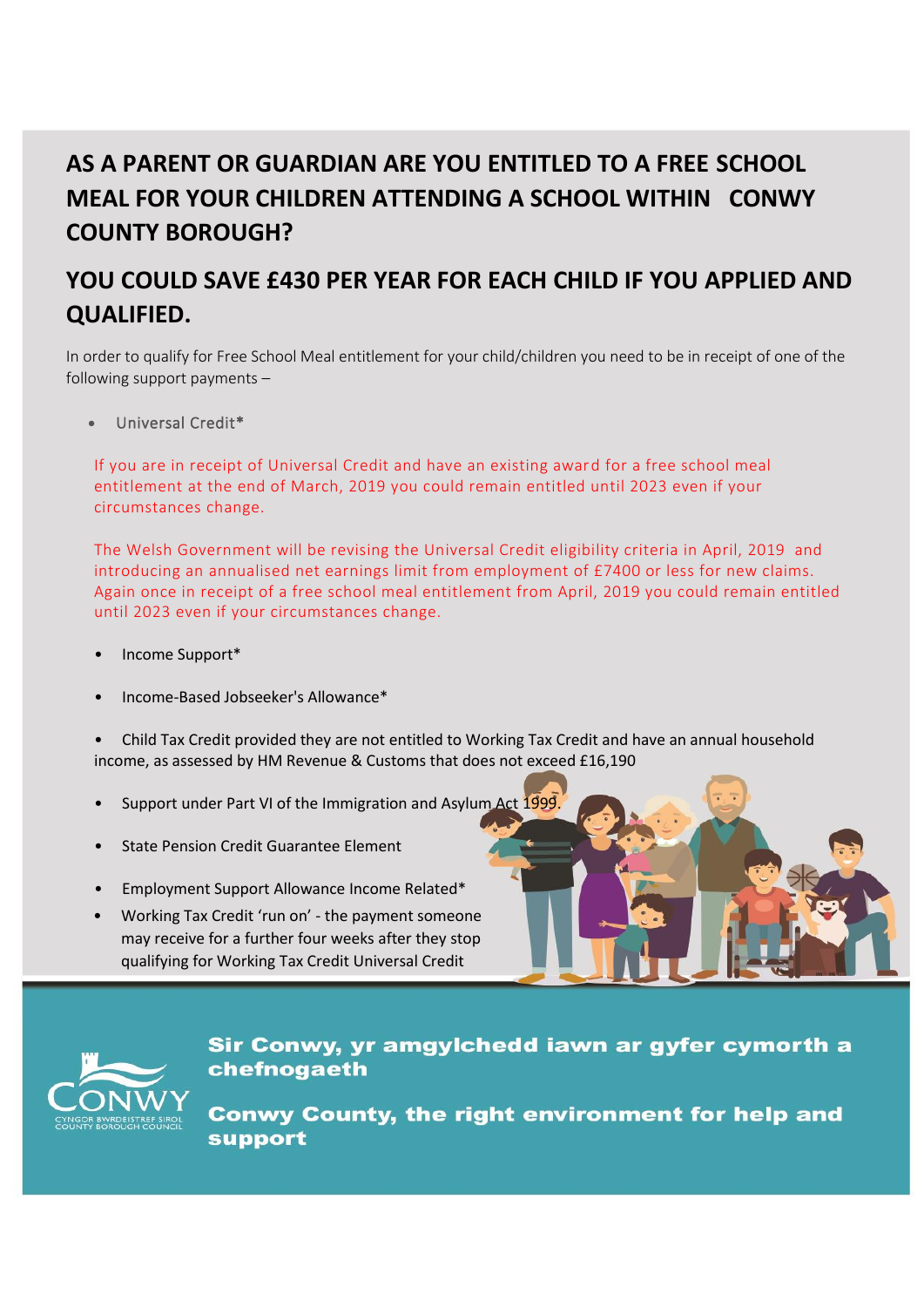## AS A PARENT OR GUARDIAN ARE YOU ENTITLED TO A FREE SCHOOL MEAL FOR YOUR CHILDREN ATTENDING A SCHOOL WITHIN CONWY COUNTY BOROUGH?

## YOU COULD SAVE £430 PER YEAR FOR EACH CHILD IF YOU APPLIED AND QUALIFIED.

In order to qualify for Free School Meal entitlement for your child/children you need to be in receipt of one of the following support payments –

- Universal Credit*

  If you are in receipt of Universal Credit and have an existing award for a free school meal entitlement at the end of March, 2019 you could remain entitled until 2023 even if your circumstances change.

  The Welsh Government will be revising the Universal Credit eligibility criteria in April, 2019 and introducing an annualised net earnings limit from employment of £7400 or less for new claims. Again once in receipt of a free school meal entitlement from April, 2019 you could remain entitled until 2023 even if your circumstances change.

- Income Support*
- Income-Based Jobseeker's Allowance*
- Child Tax Credit provided they are not entitled to Working Tax Credit and have an annual household income, as assessed by HM Revenue & Customs that does not exceed £16,190
- Support under Part VI of the Immigration and Asylum Act 1999.
- State Pension Credit Guarantee Element
- Employment Support Allowance Income Related*
- Working Tax Credit 'run on' - the payment someone may receive for a further four weeks after they stop qualifying for Working Tax Credit Universal Credit

CONWY
CYNGOR BWRDEISTREF SIROL
COUNTY BOROUGH COUNCIL

**Sir Conwy, yr amgylchedd iawn ar gyfer cymorth a chefnogaeth**

**Conwy County, the right environment for help and support**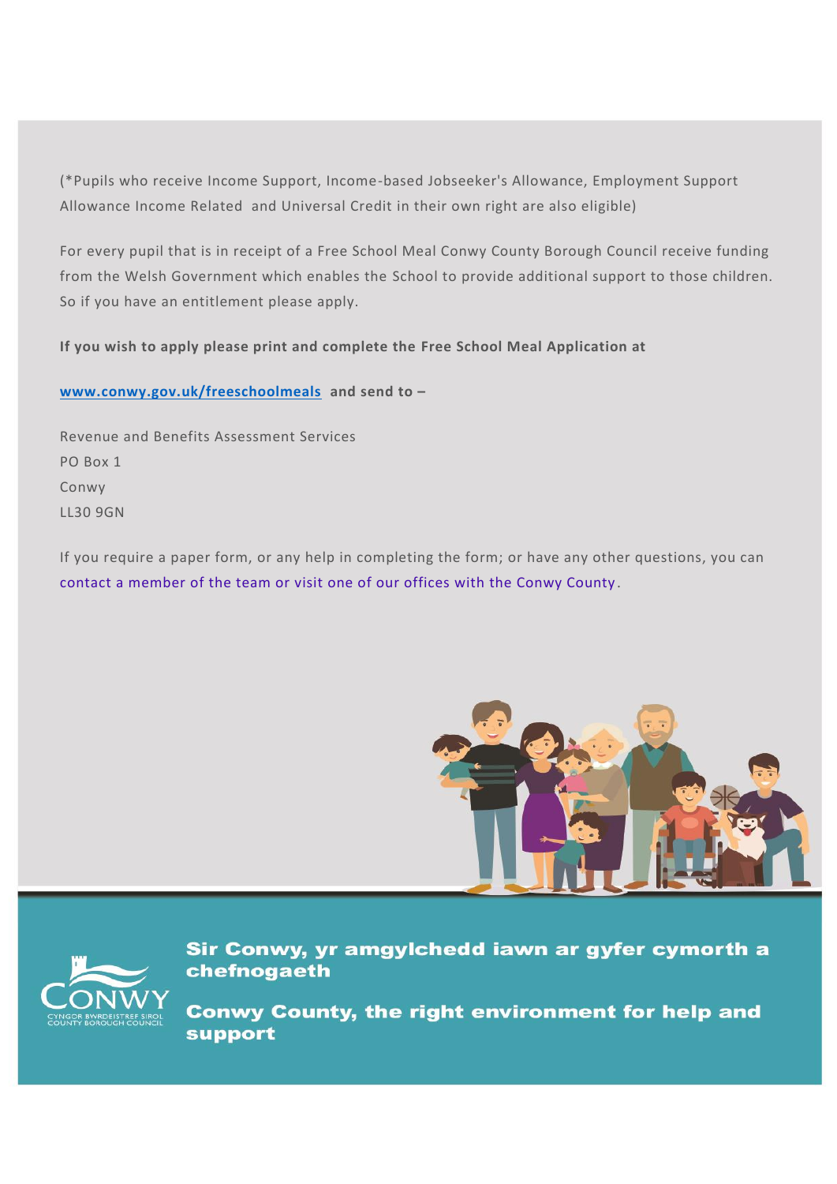(*Pupils who receive Income Support, Income-based Jobseeker's Allowance, Employment Support Allowance Income Related and Universal Credit in their own right are also eligible)

For every pupil that is in receipt of a Free School Meal Conwy County Borough Council receive funding from the Welsh Government which enables the School to provide additional support to those children. So if you have an entitlement please apply.

**If you wish to apply please print and complete the Free School Meal Application at**

**www.conwy.gov.uk/freeschoolmeals and send to –**

Revenue and Benefits Assessment Services
PO Box 1
Conwy
LL30 9GN

If you require a paper form, or any help in completing the form; or have any other questions, you can contact a member of the team or visit one of our offices with the Conwy County.

CONWY
CYNGOR BWRDEISTREF SIROL
COUNTY BOROUGH COUNCIL

**Sir Conwy, yr amgylchedd iawn ar gyfer cymorth a chefnogaeth**

**Conwy County, the right environment for help and support**